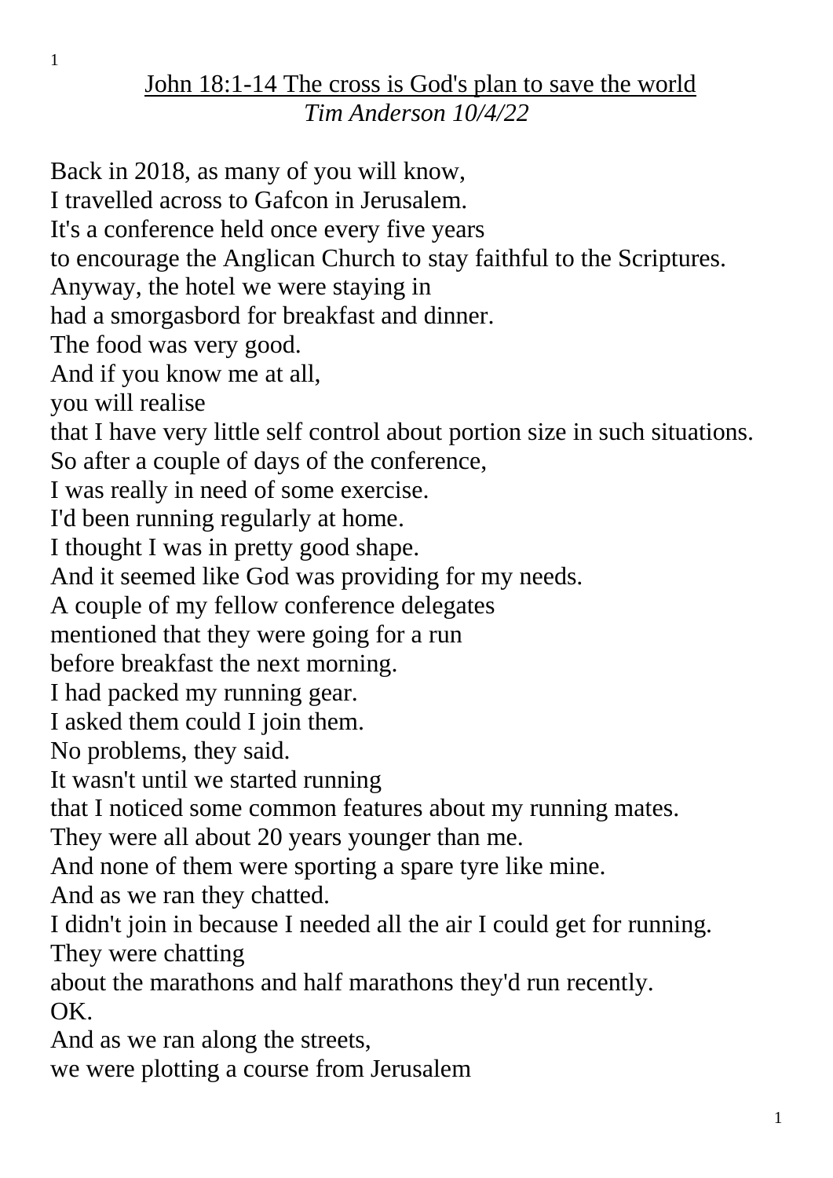# John 18:1-14 The cross is God's plan to save the world

*Tim Anderson 10/4/22*

Back in 2018, as many of you will know,
I travelled across to Gafcon in Jerusalem.
It's a conference held once every five years
to encourage the Anglican Church to stay faithful to the Scriptures.
Anyway, the hotel we were staying in
had a smorgasbord for breakfast and dinner.
The food was very good.
And if you know me at all,
you will realise
that I have very little self control about portion size in such situations.
So after a couple of days of the conference,
I was really in need of some exercise.
I'd been running regularly at home.
I thought I was in pretty good shape.
And it seemed like God was providing for my needs.
A couple of my fellow conference delegates
mentioned that they were going for a run
before breakfast the next morning.
I had packed my running gear.
I asked them could I join them.
No problems, they said.
It wasn't until we started running
that I noticed some common features about my running mates.
They were all about 20 years younger than me.
And none of them were sporting a spare tyre like mine.
And as we ran they chatted.
I didn't join in because I needed all the air I could get for running.
They were chatting
about the marathons and half marathons they'd run recently.
OK.
And as we ran along the streets,
we were plotting a course from Jerusalem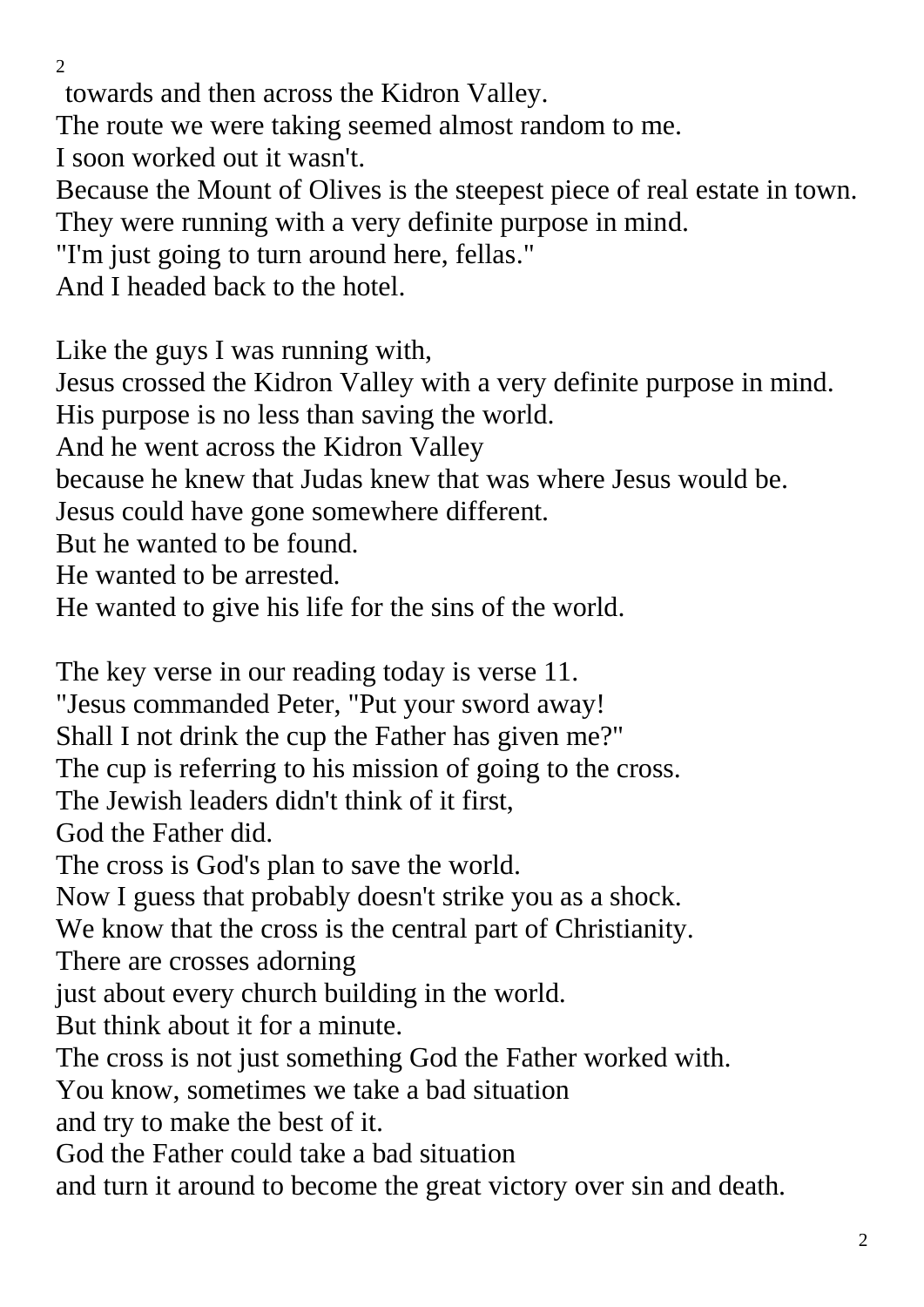towards and then across the Kidron Valley.
The route we were taking seemed almost random to me.
I soon worked out it wasn't.
Because the Mount of Olives is the steepest piece of real estate in town.
They were running with a very definite purpose in mind.
"I'm just going to turn around here, fellas."
And I headed back to the hotel.

Like the guys I was running with,
Jesus crossed the Kidron Valley with a very definite purpose in mind.
His purpose is no less than saving the world.
And he went across the Kidron Valley
because he knew that Judas knew that was where Jesus would be.
Jesus could have gone somewhere different.
But he wanted to be found.
He wanted to be arrested.
He wanted to give his life for the sins of the world.

The key verse in our reading today is verse 11.
"Jesus commanded Peter, "Put your sword away!
Shall I not drink the cup the Father has given me?"
The cup is referring to his mission of going to the cross.
The Jewish leaders didn't think of it first,
God the Father did.
The cross is God's plan to save the world.
Now I guess that probably doesn't strike you as a shock.
We know that the cross is the central part of Christianity.
There are crosses adorning
just about every church building in the world.
But think about it for a minute.
The cross is not just something God the Father worked with.
You know, sometimes we take a bad situation
and try to make the best of it.
God the Father could take a bad situation
and turn it around to become the great victory over sin and death.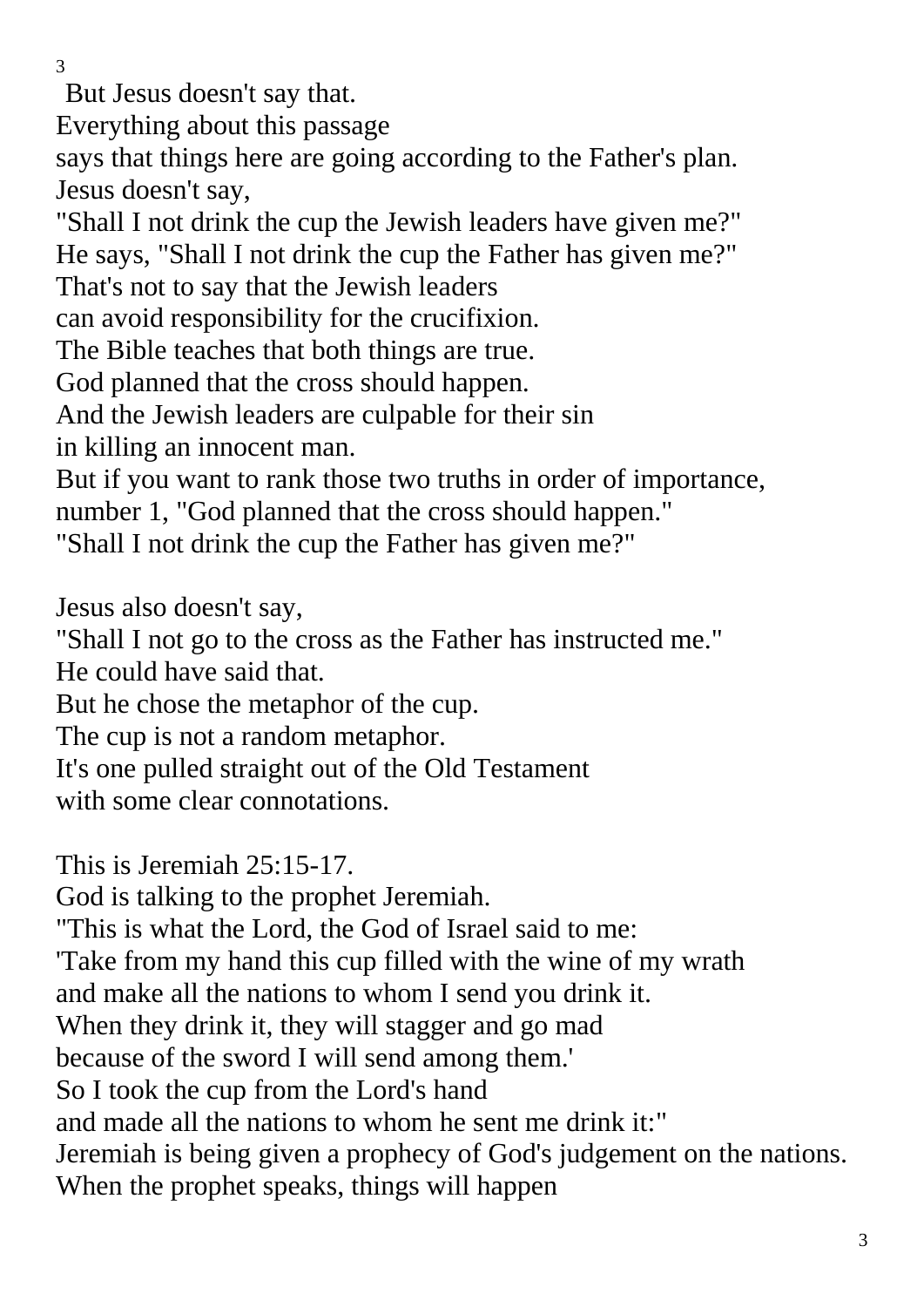But Jesus doesn't say that.
Everything about this passage
says that things here are going according to the Father's plan.
Jesus doesn't say,
"Shall I not drink the cup the Jewish leaders have given me?"
He says, "Shall I not drink the cup the Father has given me?"
That's not to say that the Jewish leaders
can avoid responsibility for the crucifixion.
The Bible teaches that both things are true.
God planned that the cross should happen.
And the Jewish leaders are culpable for their sin
in killing an innocent man.
But if you want to rank those two truths in order of importance,
number 1, "God planned that the cross should happen."
"Shall I not drink the cup the Father has given me?"

Jesus also doesn't say,
"Shall I not go to the cross as the Father has instructed me."
He could have said that.
But he chose the metaphor of the cup.
The cup is not a random metaphor.
It's one pulled straight out of the Old Testament
with some clear connotations.

This is Jeremiah 25:15-17.
God is talking to the prophet Jeremiah.
"This is what the Lord, the God of Israel said to me:
'Take from my hand this cup filled with the wine of my wrath
and make all the nations to whom I send you drink it.
When they drink it, they will stagger and go mad
because of the sword I will send among them.'
So I took the cup from the Lord's hand
and made all the nations to whom he sent me drink it:"
Jeremiah is being given a prophecy of God's judgement on the nations.
When the prophet speaks, things will happen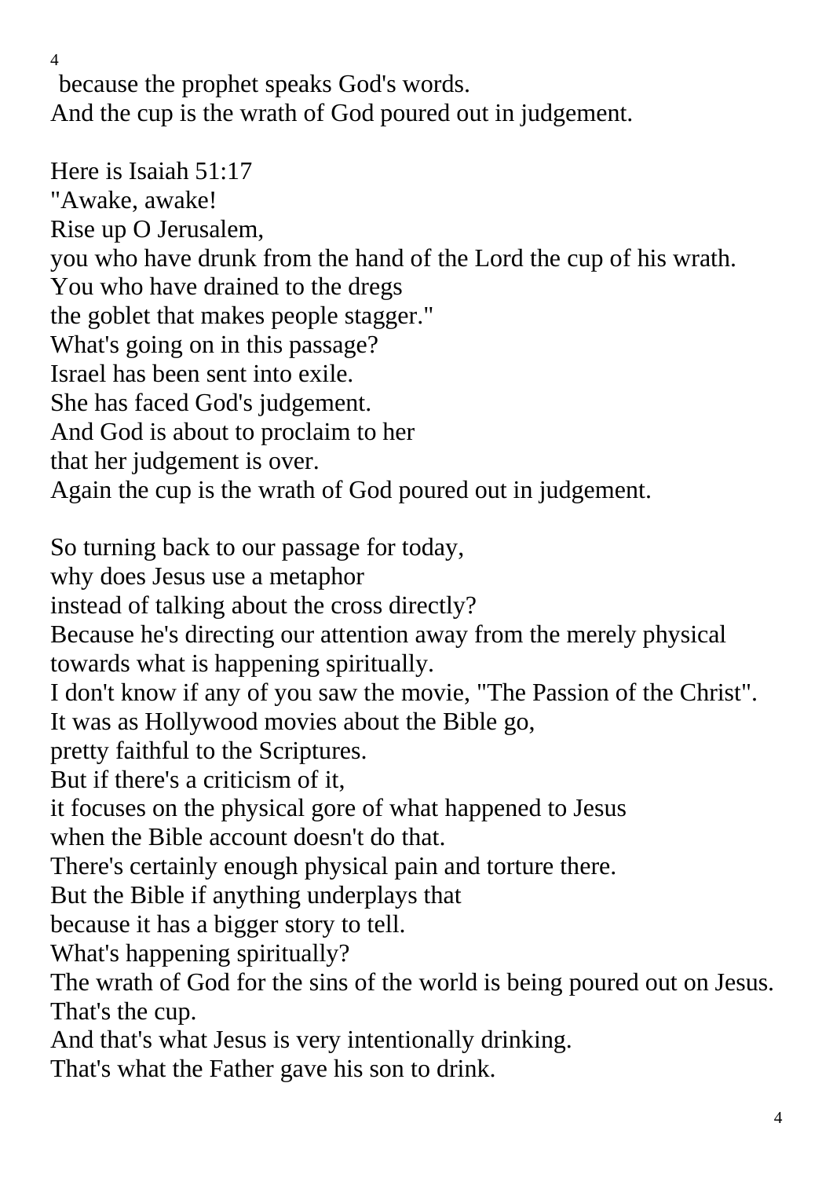because the prophet speaks God's words.
And the cup is the wrath of God poured out in judgement.

Here is Isaiah 51:17
"Awake, awake!
Rise up O Jerusalem,
you who have drunk from the hand of the Lord the cup of his wrath.
You who have drained to the dregs
the goblet that makes people stagger."
What's going on in this passage?
Israel has been sent into exile.
She has faced God's judgement.
And God is about to proclaim to her
that her judgement is over.
Again the cup is the wrath of God poured out in judgement.

So turning back to our passage for today,
why does Jesus use a metaphor
instead of talking about the cross directly?
Because he's directing our attention away from the merely physical
towards what is happening spiritually.
I don't know if any of you saw the movie, "The Passion of the Christ".
It was as Hollywood movies about the Bible go,
pretty faithful to the Scriptures.
But if there's a criticism of it,
it focuses on the physical gore of what happened to Jesus
when the Bible account doesn't do that.
There's certainly enough physical pain and torture there.
But the Bible if anything underplays that
because it has a bigger story to tell.
What's happening spiritually?
The wrath of God for the sins of the world is being poured out on Jesus.
That's the cup.
And that's what Jesus is very intentionally drinking.
That's what the Father gave his son to drink.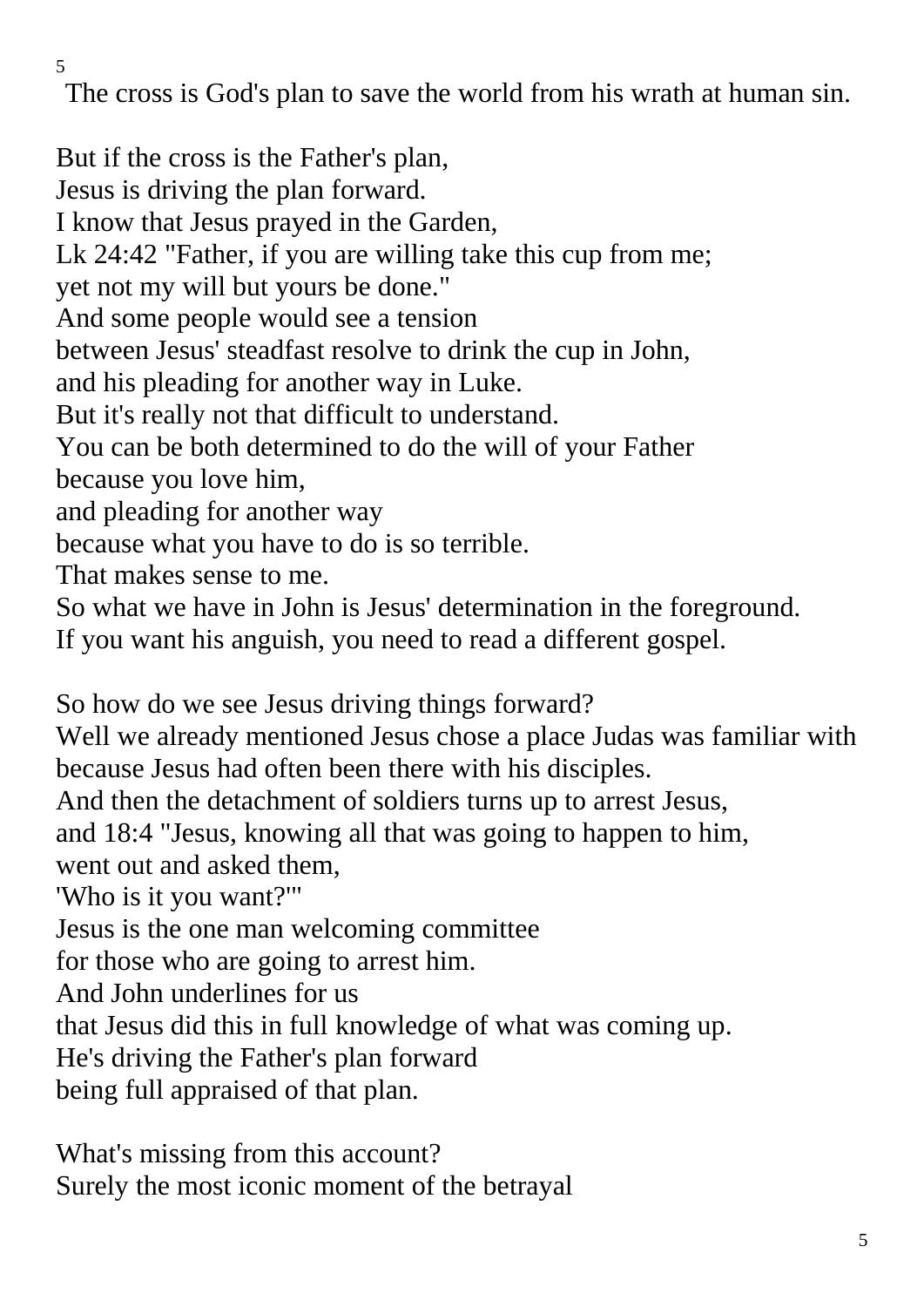The cross is God's plan to save the world from his wrath at human sin.

But if the cross is the Father's plan,
Jesus is driving the plan forward.
I know that Jesus prayed in the Garden,
Lk 24:42 "Father, if you are willing take this cup from me;
yet not my will but yours be done."
And some people would see a tension
between Jesus' steadfast resolve to drink the cup in John,
and his pleading for another way in Luke.
But it's really not that difficult to understand.
You can be both determined to do the will of your Father
because you love him,
and pleading for another way
because what you have to do is so terrible.
That makes sense to me.
So what we have in John is Jesus' determination in the foreground.
If you want his anguish, you need to read a different gospel.

So how do we see Jesus driving things forward?
Well we already mentioned Jesus chose a place Judas was familiar with
because Jesus had often been there with his disciples.
And then the detachment of soldiers turns up to arrest Jesus,
and 18:4 "Jesus, knowing all that was going to happen to him,
went out and asked them,
'Who is it you want?'"
Jesus is the one man welcoming committee
for those who are going to arrest him.
And John underlines for us
that Jesus did this in full knowledge of what was coming up.
He's driving the Father's plan forward
being full appraised of that plan.

What's missing from this account?
Surely the most iconic moment of the betrayal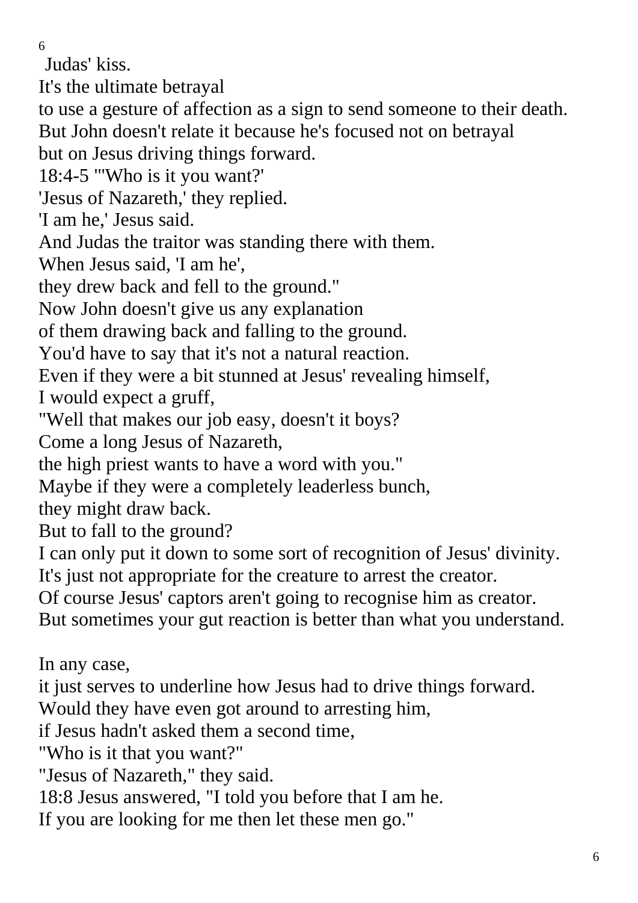Judas' kiss.
It's the ultimate betrayal
to use a gesture of affection as a sign to send someone to their death.
But John doesn't relate it because he's focused not on betrayal
but on Jesus driving things forward.
18:4-5 "'Who is it you want?'
'Jesus of Nazareth,' they replied.
'I am he,' Jesus said.
And Judas the traitor was standing there with them.
When Jesus said, 'I am he',
they drew back and fell to the ground."
Now John doesn't give us any explanation
of them drawing back and falling to the ground.
You'd have to say that it's not a natural reaction.
Even if they were a bit stunned at Jesus' revealing himself,
I would expect a gruff,
"Well that makes our job easy, doesn't it boys?
Come a long Jesus of Nazareth,
the high priest wants to have a word with you."
Maybe if they were a completely leaderless bunch,
they might draw back.
But to fall to the ground?
I can only put it down to some sort of recognition of Jesus' divinity.
It's just not appropriate for the creature to arrest the creator.
Of course Jesus' captors aren't going to recognise him as creator.
But sometimes your gut reaction is better than what you understand.

In any case,
it just serves to underline how Jesus had to drive things forward.
Would they have even got around to arresting him,
if Jesus hadn't asked them a second time,
"Who is it that you want?"
"Jesus of Nazareth," they said.
18:8 Jesus answered, "I told you before that I am he.
If you are looking for me then let these men go."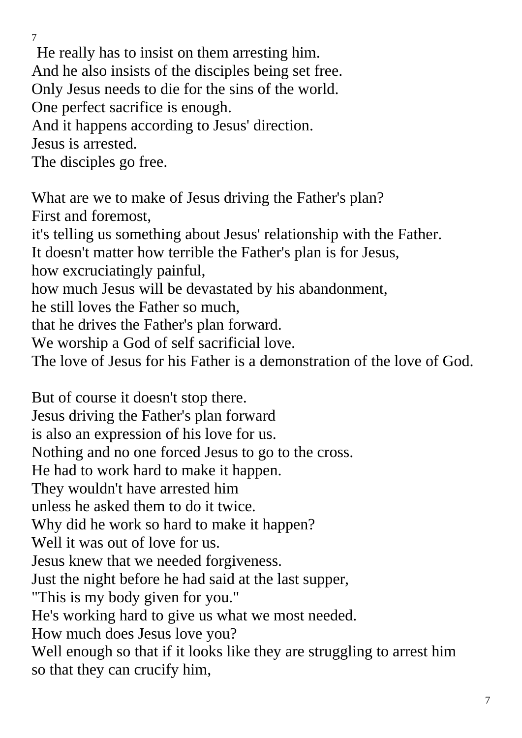He really has to insist on them arresting him.
And he also insists of the disciples being set free.
Only Jesus needs to die for the sins of the world.
One perfect sacrifice is enough.
And it happens according to Jesus' direction.
Jesus is arrested.
The disciples go free.

What are we to make of Jesus driving the Father's plan?
First and foremost,
it's telling us something about Jesus' relationship with the Father.
It doesn't matter how terrible the Father's plan is for Jesus,
how excruciatingly painful,
how much Jesus will be devastated by his abandonment,
he still loves the Father so much,
that he drives the Father's plan forward.
We worship a God of self sacrificial love.
The love of Jesus for his Father is a demonstration of the love of God.

But of course it doesn't stop there.
Jesus driving the Father's plan forward
is also an expression of his love for us.
Nothing and no one forced Jesus to go to the cross.
He had to work hard to make it happen.
They wouldn't have arrested him
unless he asked them to do it twice.
Why did he work so hard to make it happen?
Well it was out of love for us.
Jesus knew that we needed forgiveness.
Just the night before he had said at the last supper,
"This is my body given for you."
He's working hard to give us what we most needed.
How much does Jesus love you?
Well enough so that if it looks like they are struggling to arrest him
so that they can crucify him,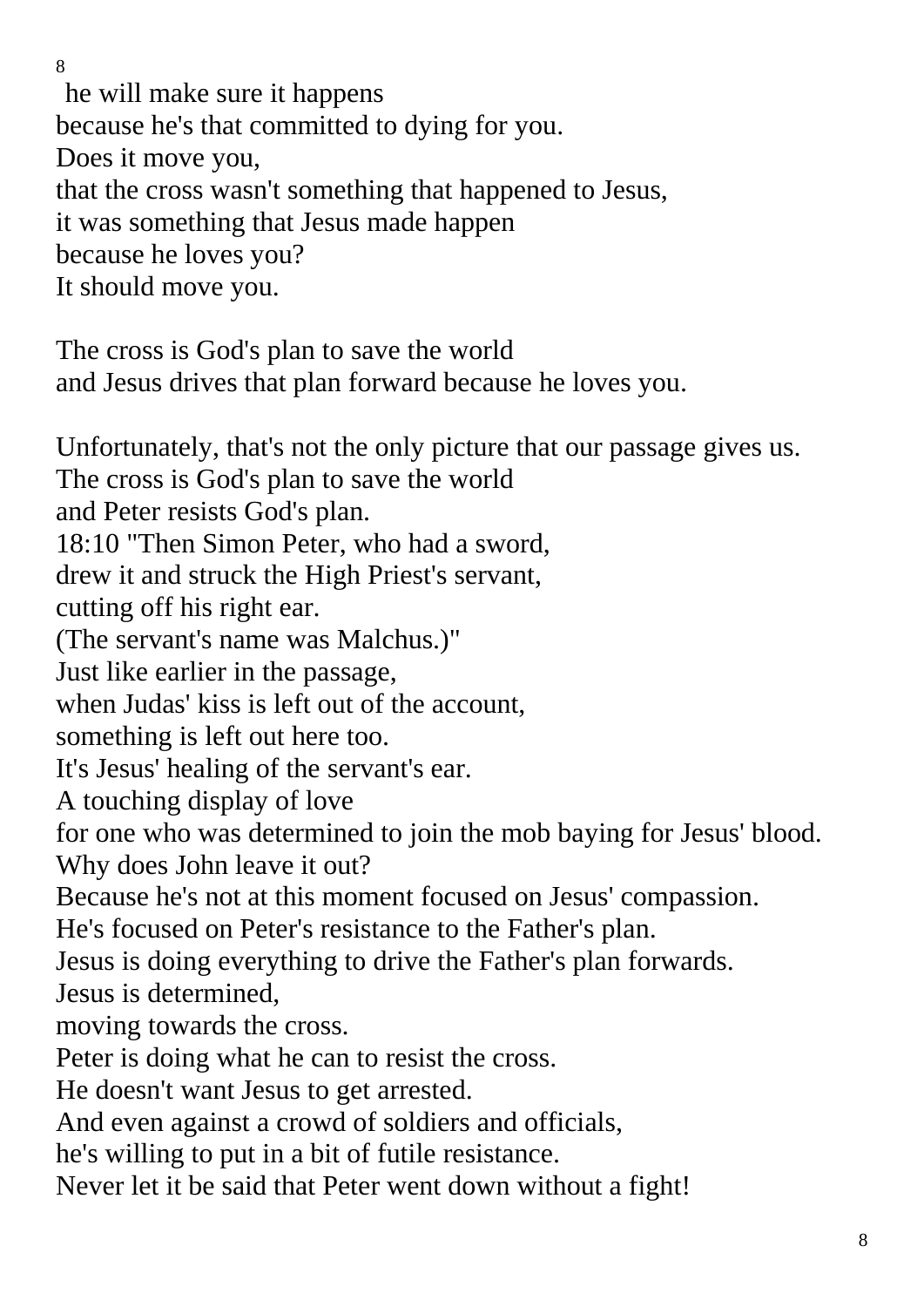he will make sure it happens
because he's that committed to dying for you.
Does it move you,
that the cross wasn't something that happened to Jesus,
it was something that Jesus made happen
because he loves you?
It should move you.

The cross is God's plan to save the world
and Jesus drives that plan forward because he loves you.

Unfortunately, that's not the only picture that our passage gives us.
The cross is God's plan to save the world
and Peter resists God's plan.
18:10 "Then Simon Peter, who had a sword,
drew it and struck the High Priest's servant,
cutting off his right ear.
(The servant's name was Malchus.)"
Just like earlier in the passage,
when Judas' kiss is left out of the account,
something is left out here too.
It's Jesus' healing of the servant's ear.
A touching display of love
for one who was determined to join the mob baying for Jesus' blood.
Why does John leave it out?
Because he's not at this moment focused on Jesus' compassion.
He's focused on Peter's resistance to the Father's plan.
Jesus is doing everything to drive the Father's plan forwards.
Jesus is determined,
moving towards the cross.
Peter is doing what he can to resist the cross.
He doesn't want Jesus to get arrested.
And even against a crowd of soldiers and officials,
he's willing to put in a bit of futile resistance.
Never let it be said that Peter went down without a fight!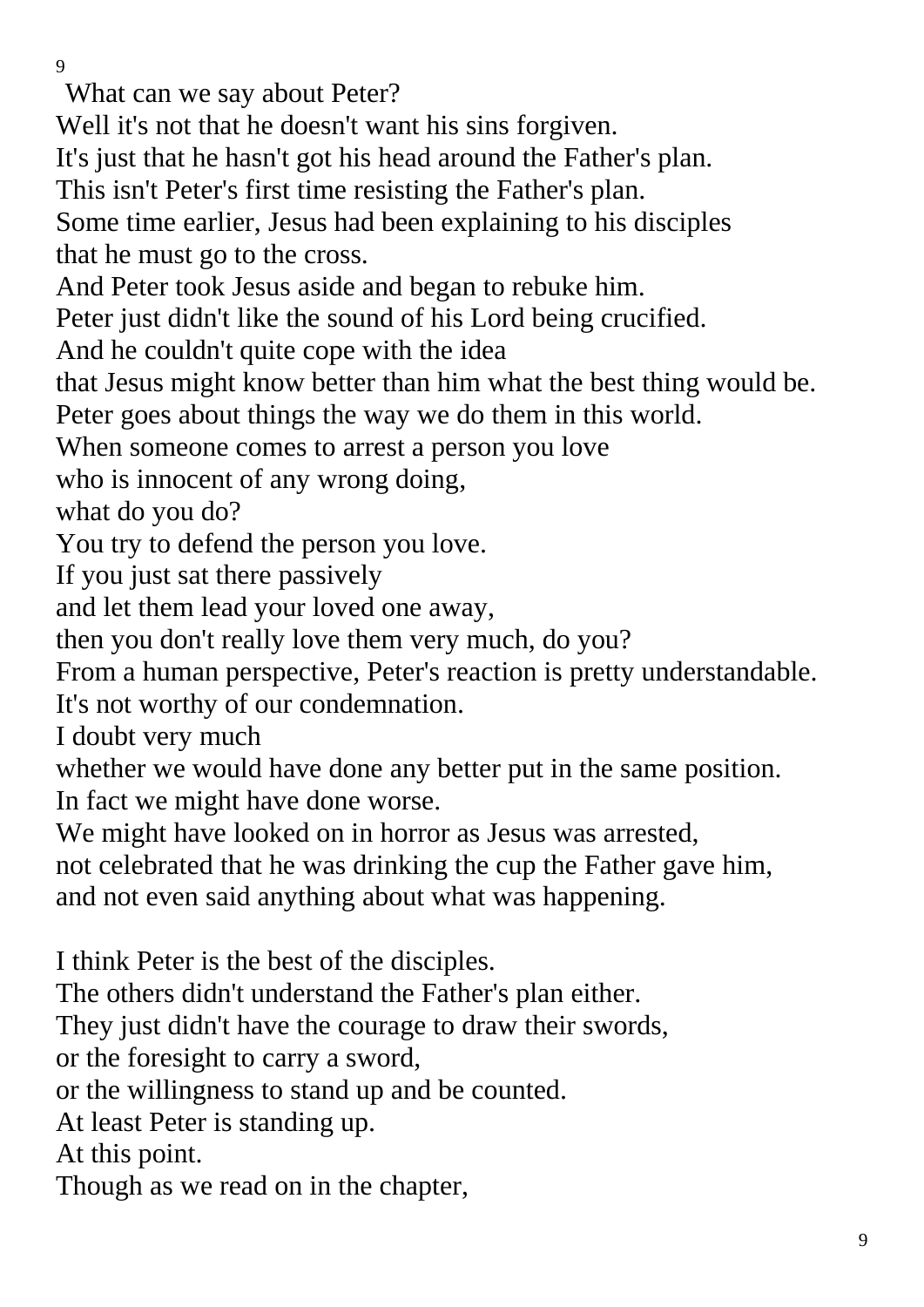What can we say about Peter?
Well it's not that he doesn't want his sins forgiven.
It's just that he hasn't got his head around the Father's plan.
This isn't Peter's first time resisting the Father's plan.
Some time earlier, Jesus had been explaining to his disciples
that he must go to the cross.
And Peter took Jesus aside and began to rebuke him.
Peter just didn't like the sound of his Lord being crucified.
And he couldn't quite cope with the idea
that Jesus might know better than him what the best thing would be.
Peter goes about things the way we do them in this world.
When someone comes to arrest a person you love
who is innocent of any wrong doing,
what do you do?
You try to defend the person you love.
If you just sat there passively
and let them lead your loved one away,
then you don't really love them very much, do you?
From a human perspective, Peter's reaction is pretty understandable.
It's not worthy of our condemnation.
I doubt very much
whether we would have done any better put in the same position.
In fact we might have done worse.
We might have looked on in horror as Jesus was arrested,
not celebrated that he was drinking the cup the Father gave him,
and not even said anything about what was happening.

I think Peter is the best of the disciples.
The others didn't understand the Father's plan either.
They just didn't have the courage to draw their swords,
or the foresight to carry a sword,
or the willingness to stand up and be counted.
At least Peter is standing up.
At this point.
Though as we read on in the chapter,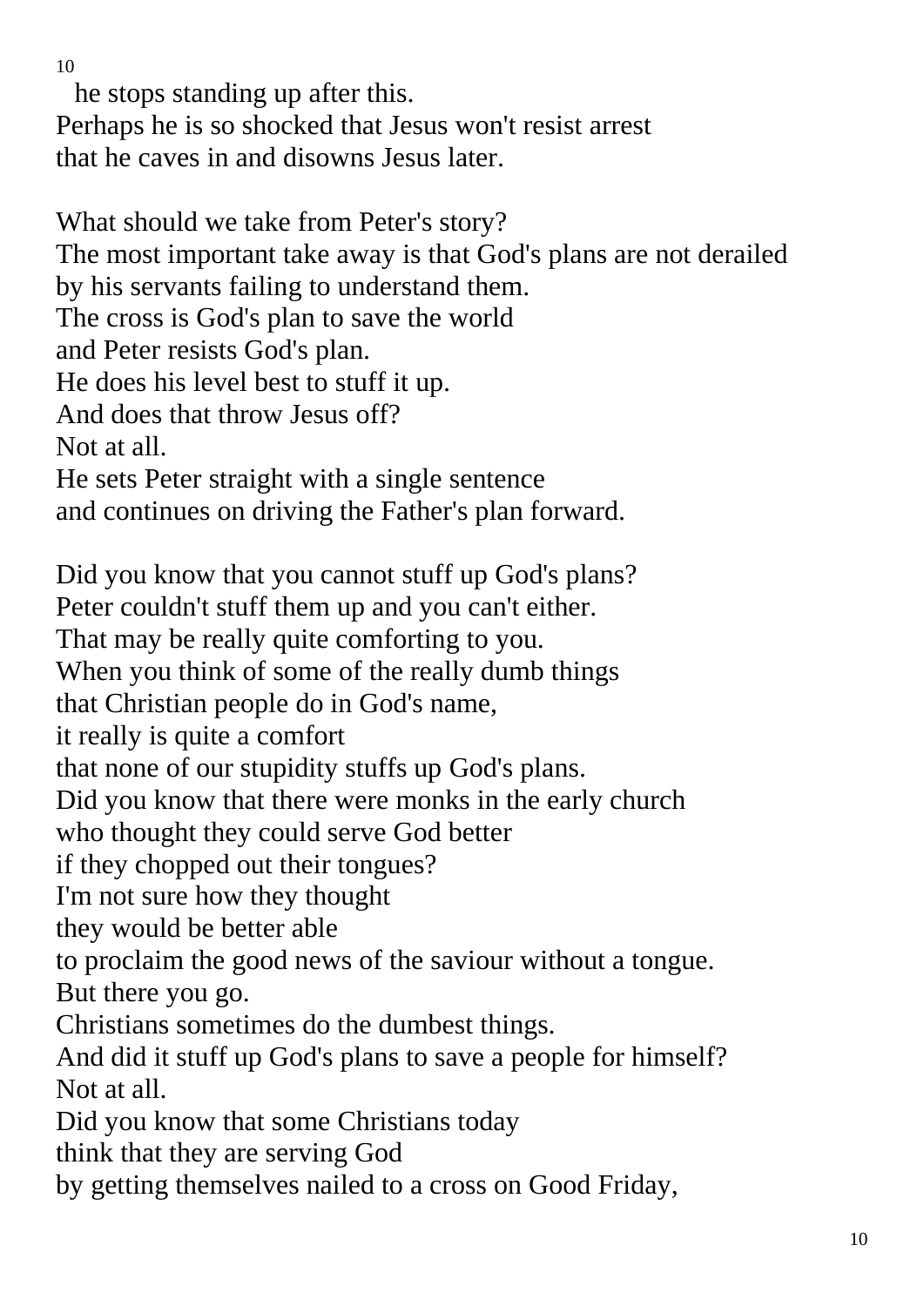he stops standing up after this.
Perhaps he is so shocked that Jesus won't resist arrest
that he caves in and disowns Jesus later.

What should we take from Peter's story?
The most important take away is that God's plans are not derailed
by his servants failing to understand them.
The cross is God's plan to save the world
and Peter resists God's plan.
He does his level best to stuff it up.
And does that throw Jesus off?
Not at all.
He sets Peter straight with a single sentence
and continues on driving the Father's plan forward.

Did you know that you cannot stuff up God's plans?
Peter couldn't stuff them up and you can't either.
That may be really quite comforting to you.
When you think of some of the really dumb things
that Christian people do in God's name,
it really is quite a comfort
that none of our stupidity stuffs up God's plans.
Did you know that there were monks in the early church
who thought they could serve God better
if they chopped out their tongues?
I'm not sure how they thought
they would be better able
to proclaim the good news of the saviour without a tongue.
But there you go.
Christians sometimes do the dumbest things.
And did it stuff up God's plans to save a people for himself?
Not at all.
Did you know that some Christians today
think that they are serving God
by getting themselves nailed to a cross on Good Friday,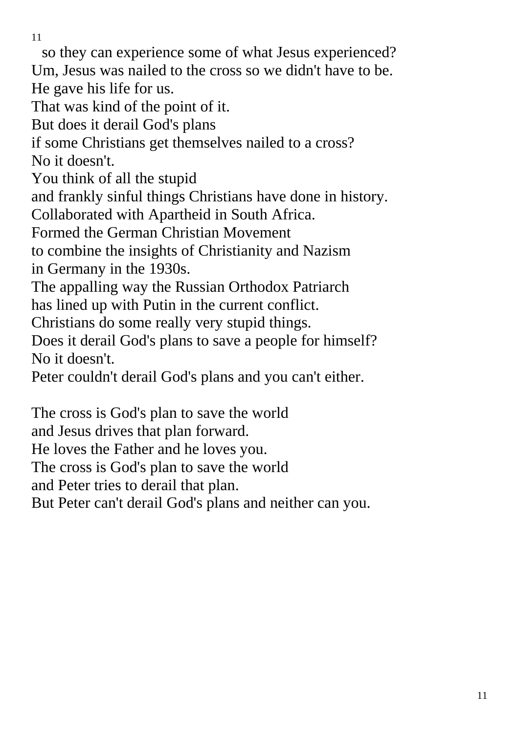so they can experience some of what Jesus experienced?
Um, Jesus was nailed to the cross so we didn't have to be.
He gave his life for us.
That was kind of the point of it.
But does it derail God's plans
if some Christians get themselves nailed to a cross?
No it doesn't.
You think of all the stupid
and frankly sinful things Christians have done in history.
Collaborated with Apartheid in South Africa.
Formed the German Christian Movement
to combine the insights of Christianity and Nazism
in Germany in the 1930s.
The appalling way the Russian Orthodox Patriarch
has lined up with Putin in the current conflict.
Christians do some really very stupid things.
Does it derail God's plans to save a people for himself?
No it doesn't.
Peter couldn't derail God's plans and you can't either.

The cross is God's plan to save the world
and Jesus drives that plan forward.
He loves the Father and he loves you.
The cross is God's plan to save the world
and Peter tries to derail that plan.
But Peter can't derail God's plans and neither can you.